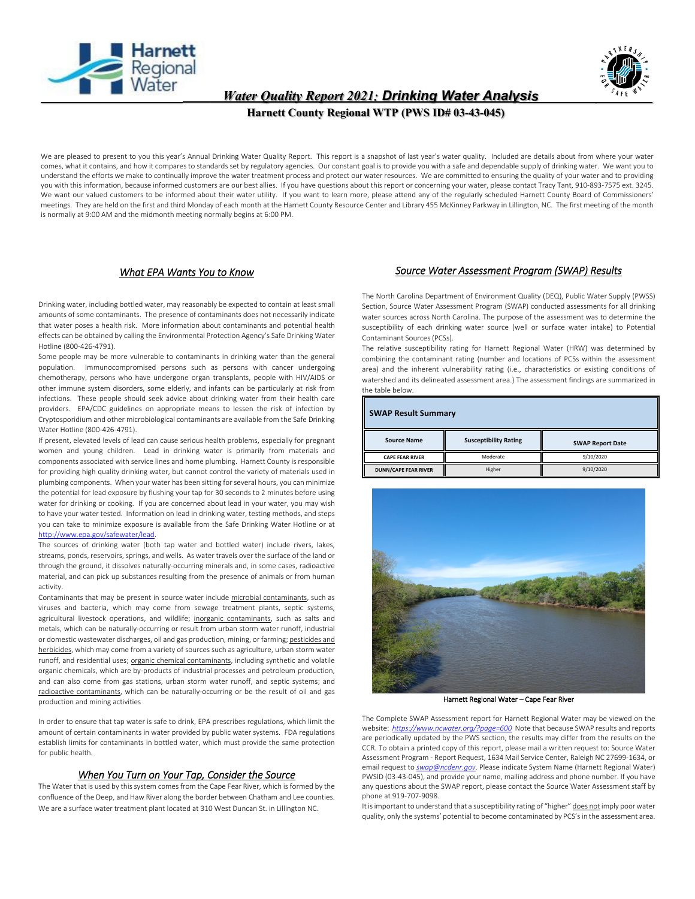# *Water Quality Report 2021: Drinking Water Analysis*

**Harnett County Regional WTP (PWS ID# 03-43-045)**

We are pleased to present to you this year's Annual Drinking Water Quality Report. This report is a snapshot of last year's water quality. Included are details about from where your water comes, what it contains, and how it compares to standards set by regulatory agencies. Our constant goal is to provide you with a safe and dependable supply of drinking water. We want you to understand the efforts we make to continually improve the water treatment process and protect our water resources. We are committed to ensuring the quality of your water and to providing you with this information, because informed customers are our best allies. If you have questions about this report or concerning your water, please contact Tracy Tant, 910-893-7575 ext. 3245. We want our valued customers to be informed about their water utility. If you want to learn more, please attend any of the regularly scheduled Harnett County Board of Commissioners' meetings. They are held on the first and third Monday of each month at the Harnett County Resource Center and Library 455 McKinney Parkway in Lillington, NC. The first meeting of the month is normally at 9:00 AM and the midmonth meeting normally begins at 6:00 PM.

## *What EPA Wants You to Know*

Drinking water, including bottled water, may reasonably be expected to contain at least small amounts of some contaminants. The presence of contaminants does not necessarily indicate that water poses a health risk. More information about contaminants and potential health effects can be obtained by calling the Environmental Protection Agency's Safe Drinking Water Hotline (800-426-4791).

Some people may be more vulnerable to contaminants in drinking water than the general population. Immunocompromised persons such as persons with cancer undergoing chemotherapy, persons who have undergone organ transplants, people with HIV/AIDS or other immune system disorders, some elderly, and infants can be particularly at risk from infections. These people should seek advice about drinking water from their health care providers. EPA/CDC guidelines on appropriate means to lessen the risk of infection by Cryptosporidium and other microbiological contaminants are available from the Safe Drinking Water Hotline (800-426-4791).

If present, elevated levels of lead can cause serious health problems, especially for pregnant women and young children. Lead in drinking water is primarily from materials and components associated with service lines and home plumbing. Harnett County is responsible for providing high quality drinking water, but cannot control the variety of materials used in plumbing components. When your water has been sitting for several hours, you can minimize the potential for lead exposure by flushing your tap for 30 seconds to 2 minutes before using water for drinking or cooking. If you are concerned about lead in your water, you may wish to have your water tested. Information on lead in drinking water, testing methods, and steps you can take to minimize exposure is available from the Safe Drinking Water Hotline or at http://www.epa.gov/safewater/lead.

The sources of drinking water (both tap water and bottled water) include rivers, lakes, streams, ponds, reservoirs, springs, and wells. As water travels over the surface of the land or through the ground, it dissolves naturally-occurring minerals and, in some cases, radioactive material, and can pick up substances resulting from the presence of animals or from human activity.

Contaminants that may be present in source water include microbial contaminants, such as viruses and bacteria, which may come from sewage treatment plants, septic systems, agricultural livestock operations, and wildlife; inorganic contaminants, such as salts and metals, which can be naturally-occurring or result from urban storm water runoff, industrial or domestic wastewater discharges, oil and gas production, mining, or farming; pesticides and herbicides, which may come from a variety of sources such as agriculture, urban storm water runoff, and residential uses; organic chemical contaminants, including synthetic and volatile organic chemicals, which are by-products of industrial processes and petroleum production, and can also come from gas stations, urban storm water runoff, and septic systems; and radioactive contaminants, which can be naturally-occurring or be the result of oil and gas production and mining activities

In order to ensure that tap water is safe to drink, EPA prescribes regulations, which limit the amount of certain contaminants in water provided by public water systems. FDA regulations establish limits for contaminants in bottled water, which must provide the same protection for public health.

## *When You Turn on Your Tap, Consider the Source*

The Water that is used by this system comes from the Cape Fear River, which is formed by the confluence of the Deep, and Haw River along the border between Chatham and Lee counties. We are a surface water treatment plant located at 310 West Duncan St. in Lillington NC.

## *Source Water Assessment Program (SWAP) Results*

The North Carolina Department of Environment Quality (DEQ), Public Water Supply (PWSS) Section, Source Water Assessment Program (SWAP) conducted assessments for all drinking water sources across North Carolina. The purpose of the assessment was to determine the susceptibility of each drinking water source (well or surface water intake) to Potential Contaminant Sources (PCSs).

The relative susceptibility rating for Harnett Regional Water (HRW) was determined by combining the contaminant rating (number and locations of PCSs within the assessment area) and the inherent vulnerability rating (i.e., characteristics or existing conditions of watershed and its delineated assessment area.) The assessment findings are summarized in the table below.

**SWAP Result Summary**

| Source Name | Susceptibility Rating | SWAP Report Date |
|---|---|---|
| CAPE FEAR RIVER | Moderate | 9/10/2020 |
| DUNN/CAPE FEAR RIVER | Higher | 9/10/2020 |

Harnett Regional Water – Cape Fear River

The Complete SWAP Assessment report for Harnett Regional Water may be viewed on the website: *https://www.ncwater.org/?page=600* Note that because SWAP results and reports are periodically updated by the PWS section, the results may differ from the results on the CCR. To obtain a printed copy of this report, please mail a written request to: Source Water Assessment Program - Report Request, 1634 Mail Service Center, Raleigh NC 27699-1634, or email request to *swap@ncdenr.gov*. Please indicate System Name (Harnett Regional Water) PWSID (03-43-045), and provide your name, mailing address and phone number. If you have any questions about the SWAP report, please contact the Source Water Assessment staff by phone at 919-707-9098.

It is important to understand that a susceptibility rating of "higher" does not imply poor water quality, only the systems' potential to become contaminated by PCS's in the assessment area.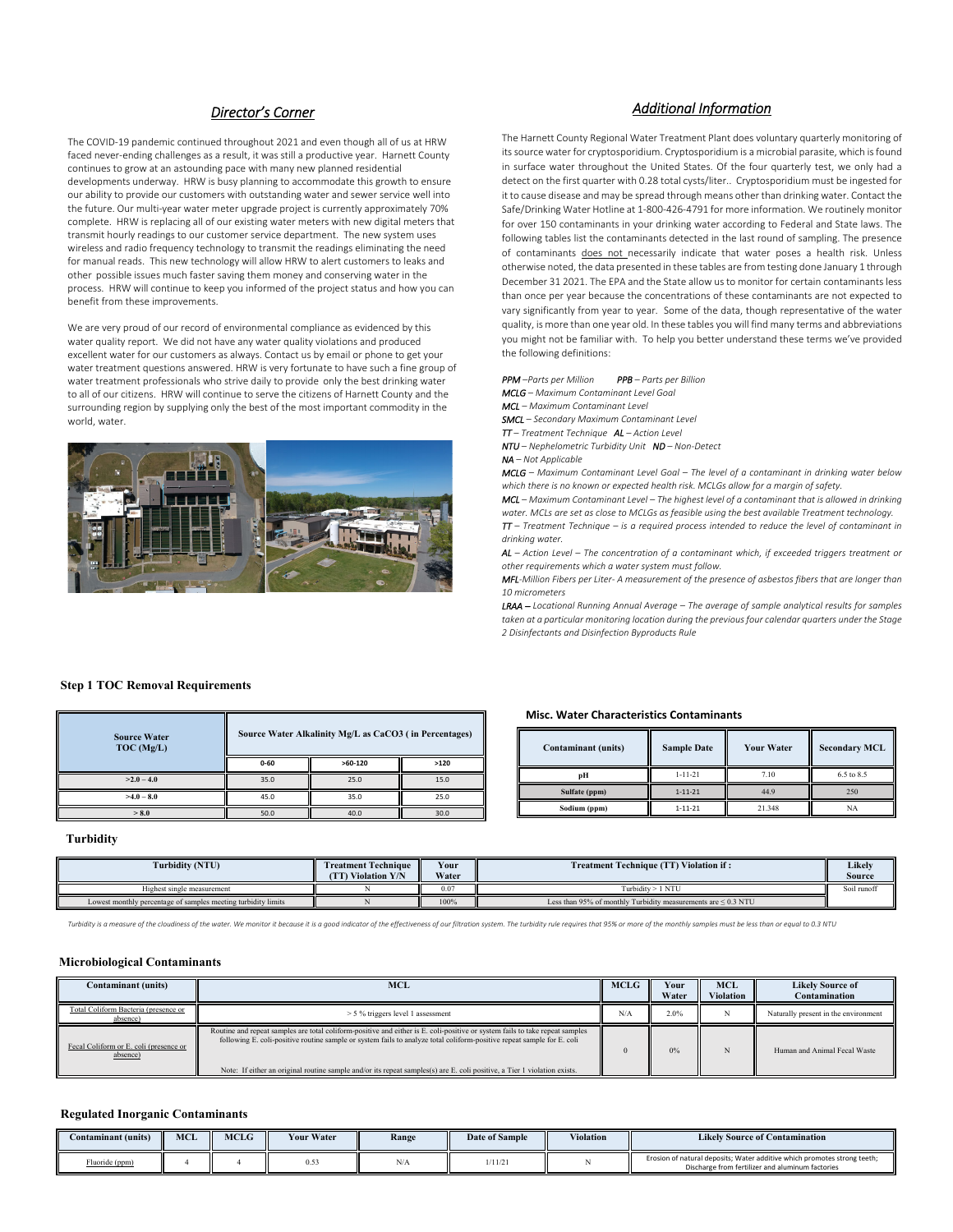## *Director's Corner*

The COVID-19 pandemic continued throughout 2021 and even though all of us at HRW faced never-ending challenges as a result, it was still a productive year. Harnett County continues to grow at an astounding pace with many new planned residential developments underway. HRW is busy planning to accommodate this growth to ensure our ability to provide our customers with outstanding water and sewer service well into the future. Our multi-year water meter upgrade project is currently approximately 70% complete. HRW is replacing all of our existing water meters with new digital meters that transmit hourly readings to our customer service department. The new system uses wireless and radio frequency technology to transmit the readings eliminating the need for manual reads. This new technology will allow HRW to alert customers to leaks and other possible issues much faster saving them money and conserving water in the process. HRW will continue to keep you informed of the project status and how you can benefit from these improvements.

We are very proud of our record of environmental compliance as evidenced by this water quality report. We did not have any water quality violations and produced excellent water for our customers as always. Contact us by email or phone to get your water treatment questions answered. HRW is very fortunate to have such a fine group of water treatment professionals who strive daily to provide only the best drinking water to all of our citizens. HRW will continue to serve the citizens of Harnett County and the surrounding region by supplying only the best of the most important commodity in the world, water.

## *Additional Information*

The Harnett County Regional Water Treatment Plant does voluntary quarterly monitoring of its source water for cryptosporidium. Cryptosporidium is a microbial parasite, which is found in surface water throughout the United States. Of the four quarterly test, we only had a detect on the first quarter with 0.28 total cysts/liter.. Cryptosporidium must be ingested for it to cause disease and may be spread through means other than drinking water. Contact the Safe/Drinking Water Hotline at 1-800-426-4791 for more information. We routinely monitor for over 150 contaminants in your drinking water according to Federal and State laws. The following tables list the contaminants detected in the last round of sampling. The presence of contaminants does not necessarily indicate that water poses a health risk. Unless otherwise noted, the data presented in these tables are from testing done January 1 through December 31 2021. The EPA and the State allow us to monitor for certain contaminants less than once per year because the concentrations of these contaminants are not expected to vary significantly from year to year. Some of the data, though representative of the water quality, is more than one year old. In these tables you will find many terms and abbreviations you might not be familiar with. To help you better understand these terms we've provided the following definitions:

*PPM – Parts per Million* *PPB – Parts per Billion*
*MCLG – Maximum Contaminant Level Goal*
*MCL – Maximum Contaminant Level*
*SMCL – Secondary Maximum Contaminant Level*
*TT – Treatment Technique* *AL – Action Level*
*NTU – Nephelometric Turbidity Unit* *ND – Non-Detect*
*NA – Not Applicable*
*MCLG – Maximum Contaminant Level Goal – The level of a contaminant in drinking water below which there is no known or expected health risk. MCLGs allow for a margin of safety.*
*MCL – Maximum Contaminant Level – The highest level of a contaminant that is allowed in drinking water. MCLs are set as close to MCLGs as feasible using the best available Treatment technology.*
*TT – Treatment Technique – is a required process intended to reduce the level of contaminant in drinking water.*
*AL – Action Level – The concentration of a contaminant which, if exceeded triggers treatment or other requirements which a water system must follow.*
*MFL-Million Fibers per Liter- A measurement of the presence of asbestos fibers that are longer than 10 micrometers*
*LRAA – Locational Running Annual Average – The average of sample analytical results for samples taken at a particular monitoring location during the previous four calendar quarters under the Stage 2 Disinfectants and Disinfection Byproducts Rule*

### Step 1 TOC Removal Requirements

| Source Water TOC (Mg/L) | Source Water Alkalinity Mg/L as CaCO3 ( in Percentages) | | |
|---|---|---|---|
| | 0-60 | >60-120 | >120 |
| >2.0 – 4.0 | 35.0 | 25.0 | 15.0 |
| >4.0 – 8.0 | 45.0 | 35.0 | 25.0 |
| > 8.0 | 50.0 | 40.0 | 30.0 |

### Misc. Water Characteristics Contaminants

| Contaminant (units) | Sample Date | Your Water | Secondary MCL |
|---|---|---|---|
| pH | 1-11-21 | 7.10 | 6.5 to 8.5 |
| Sulfate (ppm) | 1-11-21 | 44.9 | 250 |
| Sodium (ppm) | 1-11-21 | 21.348 | NA |

### Turbidity

| Turbidity (NTU) | Treatment Technique (TT) Violation Y/N | Your Water | Treatment Technique (TT) Violation if : | Likely Source |
|---|---|---|---|---|
| Highest single measurement | N | 0.07 | Turbidity > 1 NTU | Soil runoff |
| Lowest monthly percentage of samples meeting turbidity limits | N | 100% | Less than 95% of monthly Turbidity measurements are ≤ 0.3 NTU | |

*Turbidity is a measure of the cloudiness of the water. We monitor it because it is a good indicator of the effectiveness of our filtration system. The turbidity rule requires that 95% or more of the monthly samples must be less than or equal to 0.3 NTU*

### Microbiological Contaminants

| Contaminant (units) | MCL | MCLG | Your Water | MCL Violation | Likely Source of Contamination |
|---|---|---|---|---|---|
| Total Coliform Bacteria (presence or absence) | > 5 % triggers level 1 assessment | N/A | 2.0% | N | Naturally present in the environment |
| Fecal Coliform or E. coli (presence or absence) | Routine and repeat samples are total coliform-positive and either is E. coli-positive or system fails to take repeat samples following E. coli-positive routine sample or system fails to analyze total coliform-positive repeat sample for E. coli<br><br>Note: If either an original routine sample and/or its repeat samples(s) are E. coli positive, a Tier 1 violation exists. | 0 | 0% | N | Human and Animal Fecal Waste |

### Regulated Inorganic Contaminants

| Contaminant (units) | MCL | MCLG | Your Water | Range | Date of Sample | Violation | Likely Source of Contamination |
|---|---|---|---|---|---|---|---|
| Fluoride (ppm) | 4 | 4 | 0.53 | N/A | 1/11/21 | N | Erosion of natural deposits; Water additive which promotes strong teeth; Discharge from fertilizer and aluminum factories |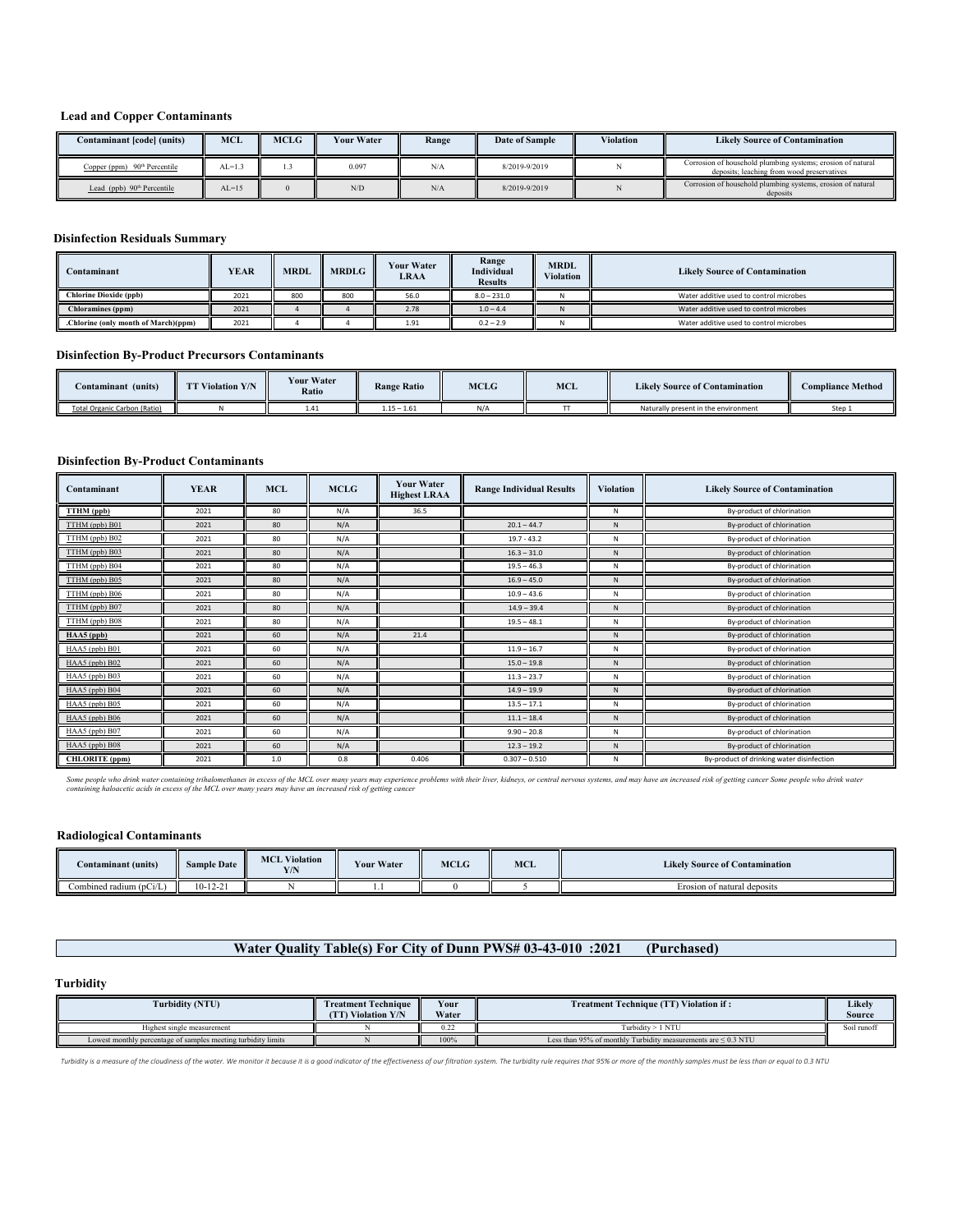### Lead and Copper Contaminants

| Contaminant [code] (units) | MCL | MCLG | Your Water | Range | Date of Sample | Violation | Likely Source of Contamination |
|---|---|---|---|---|---|---|---|
| Copper (ppm) 90th Percentile | AL=1.3 | 1.3 | 0.097 | N/A | 8/2019-9/2019 | N | Corrosion of household plumbing systems; erosion of natural deposits; leaching from wood preservatives |
| Lead (ppb) 90th Percentile | AL=15 | 0 | N/D | N/A | 8/2019-9/2019 | N | Corrosion of household plumbing systems, erosion of natural deposits |

### Disinfection Residuals Summary

| Contaminant | YEAR | MRDL | MRDLG | Your Water LRAA | Range Individual Results | MRDL Violation | Likely Source of Contamination |
|---|---|---|---|---|---|---|---|
| Chlorine Dioxide (ppb) | 2021 | 800 | 800 | 56.0 | 8.0 – 231.0 | N | Water additive used to control microbes |
| Chloramines (ppm) | 2021 | 4 | 4 | 2.78 | 1.0 – 4.4 | N | Water additive used to control microbes |
| .Chlorine (only month of March)(ppm) | 2021 | 4 | 4 | 1.91 | 0.2 – 2.9 | N | Water additive used to control microbes |

### Disinfection By-Product Precursors Contaminants

| Contaminant (units) | TT Violation Y/N | Your Water Ratio | Range Ratio | MCLG | MCL | Likely Source of Contamination | Compliance Method |
|---|---|---|---|---|---|---|---|
| Total Organic Carbon (Ratio) | N | 1.41 | 1.15 – 1.61 | N/A | TT | Naturally present in the environment | Step 1 |

### Disinfection By-Product Contaminants

| Contaminant | YEAR | MCL | MCLG | Your Water Highest LRAA | Range Individual Results | Violation | Likely Source of Contamination |
|---|---|---|---|---|---|---|---|
| TTHM (ppb) | 2021 | 80 | N/A | 36.5 | | N | By-product of chlorination |
| TTHM (ppb) B01 | 2021 | 80 | N/A | | 20.1 – 44.7 | N | By-product of chlorination |
| TTHM (ppb) B02 | 2021 | 80 | N/A | | 19.7 - 43.2 | N | By-product of chlorination |
| TTHM (ppb) B03 | 2021 | 80 | N/A | | 16.3 – 31.0 | N | By-product of chlorination |
| TTHM (ppb) B04 | 2021 | 80 | N/A | | 19.5 – 46.3 | N | By-product of chlorination |
| TTHM (ppb) B05 | 2021 | 80 | N/A | | 16.9 – 45.0 | N | By-product of chlorination |
| TTHM (ppb) B06 | 2021 | 80 | N/A | | 10.9 – 43.6 | N | By-product of chlorination |
| TTHM (ppb) B07 | 2021 | 80 | N/A | | 14.9 – 39.4 | N | By-product of chlorination |
| TTHM (ppb) B08 | 2021 | 80 | N/A | | 19.5 – 48.1 | N | By-product of chlorination |
| HAA5 (ppb) | 2021 | 60 | N/A | 21.4 | | N | By-product of chlorination |
| HAA5 (ppb) B01 | 2021 | 60 | N/A | | 11.9 – 16.7 | N | By-product of chlorination |
| HAA5 (ppb) B02 | 2021 | 60 | N/A | | 15.0 – 19.8 | N | By-product of chlorination |
| HAA5 (ppb) B03 | 2021 | 60 | N/A | | 11.3 – 23.7 | N | By-product of chlorination |
| HAA5 (ppb) B04 | 2021 | 60 | N/A | | 14.9 – 19.9 | N | By-product of chlorination |
| HAA5 (ppb) B05 | 2021 | 60 | N/A | | 13.5 – 17.1 | N | By-product of chlorination |
| HAA5 (ppb) B06 | 2021 | 60 | N/A | | 11.1 – 18.4 | N | By-product of chlorination |
| HAA5 (ppb) B07 | 2021 | 60 | N/A | | 9.90 – 20.8 | N | By-product of chlorination |
| HAA5 (ppb) B08 | 2021 | 60 | N/A | | 12.3 – 19.2 | N | By-product of chlorination |
| CHLORITE (ppm) | 2021 | 1.0 | 0.8 | 0.406 | 0.307 – 0.510 | N | By-product of drinking water disinfection |

*Some people who drink water containing trihalomethanes in excess of the MCL over many years may experience problems with their liver, kidneys, or central nervous systems, and may have an increased risk of getting cancer Some people who drink water containing haloacetic acids in excess of the MCL over many years may have an increased risk of getting cancer*

### Radiological Contaminants

| Contaminant (units) | Sample Date | MCL Violation Y/N | Your Water | MCLG | MCL | Likely Source of Contamination |
|---|---|---|---|---|---|---|
| Combined radium (pCi/L) | 10-12-21 | N | 1.1 | 0 | 5 | Erosion of natural deposits |

## Water Quality Table(s) For City of Dunn PWS# 03-43-010 :2021 (Purchased)

### Turbidity

| Turbidity (NTU) | Treatment Technique (TT) Violation Y/N | Your Water | Treatment Technique (TT) Violation if : | Likely Source |
|---|---|---|---|---|
| Highest single measurement | N | 0.22 | Turbidity > 1 NTU | Soil runoff |
| Lowest monthly percentage of samples meeting turbidity limits | N | 100% | Less than 95% of monthly Turbidity measurements are ≤ 0.3 NTU | |

*Turbidity is a measure of the cloudiness of the water. We monitor it because it is a good indicator of the effectiveness of our filtration system. The turbidity rule requires that 95% or more of the monthly samples must be less than or equal to 0.3 NTU*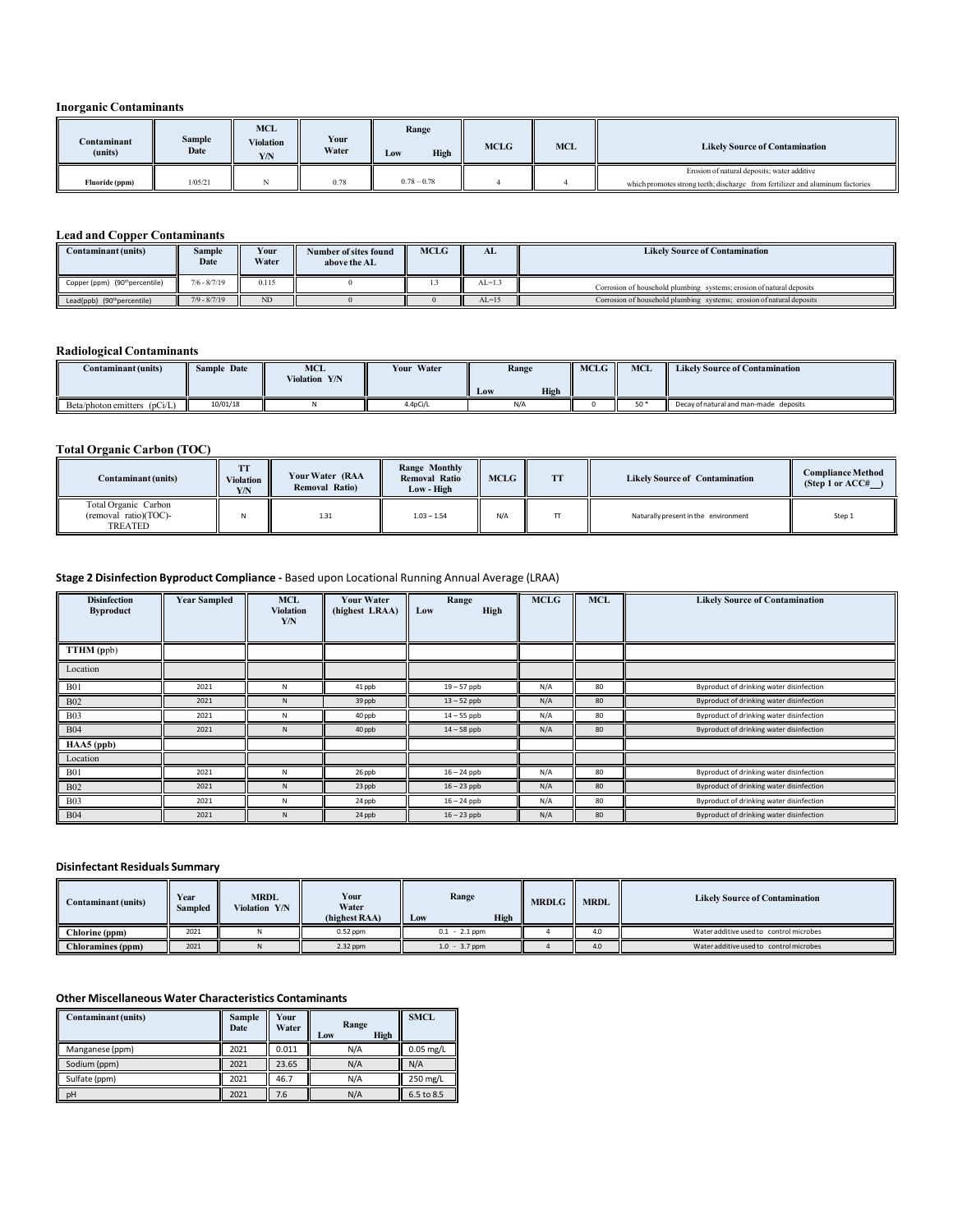### Inorganic Contaminants

| Contaminant (units) | Sample Date | MCL Violation Y/N | Your Water | Range Low | High | MCLG | MCL | Likely Source of Contamination |
|---|---|---|---|---|---|---|---|---|
| Fluoride (ppm) | 1/05/21 | N | 0.78 | 0.78 – 0.78 | | 4 | 4 | Erosion of natural deposits; water additive which promotes strong teeth; discharge from fertilizer and aluminum factories |

### Lead and Copper Contaminants

| Contaminant (units) | Sample Date | Your Water | Number of sites found above the AL | MCLG | AL | Likely Source of Contamination |
|---|---|---|---|---|---|---|
| Copper (ppm) (90th percentile) | 7/6 - 8/7/19 | 0.115 | 0 | 1.3 | AL=1.3 | Corrosion of household plumbing systems; erosion of natural deposits |
| Lead(ppb) (90th percentile) | 7/9 - 8/7/19 | ND | 0 | 0 | AL=15 | Corrosion of household plumbing systems; erosion of natural deposits |

### Radiological Contaminants

| Contaminant (units) | Sample Date | MCL Violation Y/N | Your Water | Range Low | High | MCLG | MCL | Likely Source of Contamination |
|---|---|---|---|---|---|---|---|---|
| Beta/photon emitters (pCi/L) | 10/01/18 | N | 4.4pCi/L | N/A | | 0 | 50 * | Decay of natural and man-made deposits |

### Total Organic Carbon (TOC)

| Contaminant (units) | TT Violation Y/N | Your Water (RAA Removal Ratio) | Range Monthly Removal Ratio Low - High | MCLG | TT | Likely Source of Contamination | Compliance Method (Step 1 or ACC#__) |
|---|---|---|---|---|---|---|---|
| Total Organic Carbon (removal ratio)(TOC)-TREATED | N | 1.31 | 1.03 – 1.54 | N/A | TT | Naturally present in the environment | Step 1 |

### Stage 2 Disinfection Byproduct Compliance - Based upon Locational Running Annual Average (LRAA)

| Disinfection Byproduct | Year Sampled | MCL Violation Y/N | Your Water (highest LRAA) | Range Low High | MCLG | MCL | Likely Source of Contamination |
|---|---|---|---|---|---|---|---|
| **TTHM (ppb)** | | | | | | | |
| Location | | | | | | | |
| B01 | 2021 | N | 41 ppb | 19 – 57 ppb | N/A | 80 | Byproduct of drinking water disinfection |
| B02 | 2021 | N | 39 ppb | 13 – 52 ppb | N/A | 80 | Byproduct of drinking water disinfection |
| B03 | 2021 | N | 40 ppb | 14 – 55 ppb | N/A | 80 | Byproduct of drinking water disinfection |
| B04 | 2021 | N | 40 ppb | 14 – 58 ppb | N/A | 80 | Byproduct of drinking water disinfection |
| **HAA5 (ppb)** | | | | | | | |
| Location | | | | | | | |
| B01 | 2021 | N | 26 ppb | 16 – 24 ppb | N/A | 80 | Byproduct of drinking water disinfection |
| B02 | 2021 | N | 23 ppb | 16 – 23 ppb | N/A | 80 | Byproduct of drinking water disinfection |
| B03 | 2021 | N | 24 ppb | 16 – 24 ppb | N/A | 80 | Byproduct of drinking water disinfection |
| B04 | 2021 | N | 24 ppb | 16 – 23 ppb | N/A | 80 | Byproduct of drinking water disinfection |

### Disinfectant Residuals Summary

| Contaminant (units) | Year Sampled | MRDL Violation Y/N | Your Water (highest RAA) | Range Low High | MRDLG | MRDL | Likely Source of Contamination |
|---|---|---|---|---|---|---|---|
| Chlorine (ppm) | 2021 | N | 0.52 ppm | 0.1 - 2.1 ppm | 4 | 4.0 | Water additive used to control microbes |
| Chloramines (ppm) | 2021 | N | 2.32 ppm | 1.0 - 3.7 ppm | 4 | 4.0 | Water additive used to control microbes |

### Other Miscellaneous Water Characteristics Contaminants

| Contaminant (units) | Sample Date | Your Water | Range Low High | SMCL |
|---|---|---|---|---|
| Manganese (ppm) | 2021 | 0.011 | N/A | 0.05 mg/L |
| Sodium (ppm) | 2021 | 23.65 | N/A | N/A |
| Sulfate (ppm) | 2021 | 46.7 | N/A | 250 mg/L |
| pH | 2021 | 7.6 | N/A | 6.5 to 8.5 |